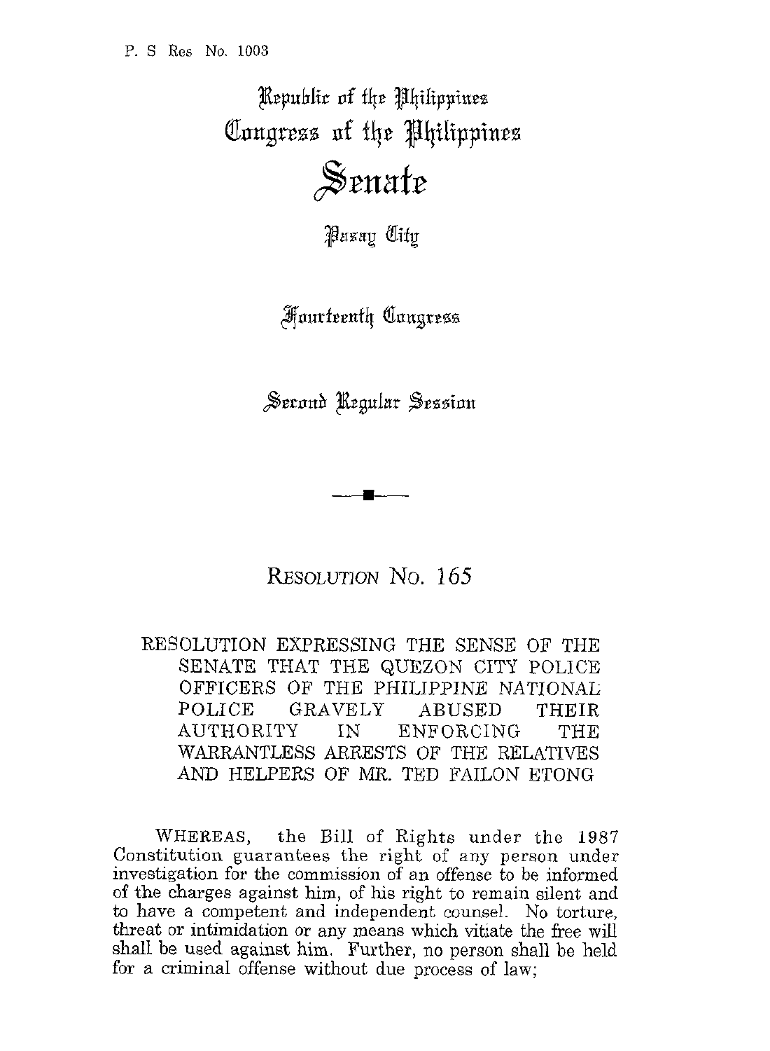P. S Res No. 1003

# Republic of the Philippines
# Congress of the Philippines
# Senate

Pasay City

Fourteenth Congress

Second Regular Session

---

## Resolution No. 165

RESOLUTION EXPRESSING THE SENSE OF THE SENATE THAT THE QUEZON CITY POLICE OFFICERS OF THE PHILIPPINE NATIONAL POLICE GRAVELY ABUSED THEIR AUTHORITY IN ENFORCING THE WARRANTLESS ARRESTS OF THE RELATIVES AND HELPERS OF MR. TED FAILON ETONG

WHEREAS, the Bill of Rights under the 1987 Constitution guarantees the right of any person under investigation for the commission of an offense to be informed of the charges against him, of his right to remain silent and to have a competent and independent counsel. No torture, threat or intimidation or any means which vitiate the free will shall be used against him. Further, no person shall be held for a criminal offense without due process of law;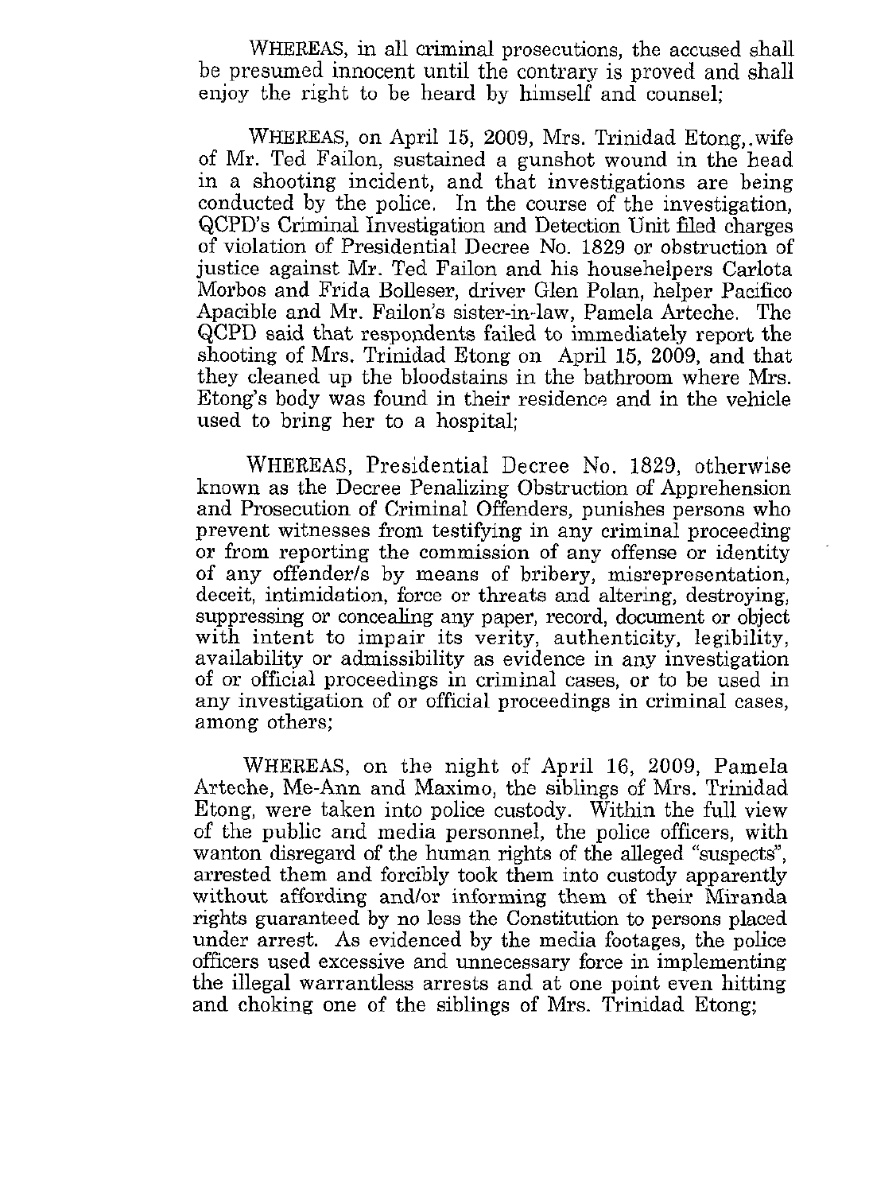WHEREAS, in all criminal prosecutions, the accused shall be presumed innocent until the contrary is proved and shall enjoy the right to be heard by himself and counsel;

WHEREAS, on April 15, 2009, Mrs. Trinidad Etong,.wife of Mr. Ted Failon, sustained a gunshot wound in the head in a shooting incident, and that investigations are being conducted by the police. In the course of the investigation, QCPD's Criminal Investigation and Detection Unit filed charges of violation of Presidential Decree No. 1829 or obstruction of justice against Mr. Ted Failon and his househelpers Carlota Morbos and Frida Bolleser, driver Glen Polan, helper Pacifico Apacible and Mr. Failon's sister-in-law, Pamela Arteche. The QCPD said that respondents failed to immediately report the shooting of Mrs. Trinidad Etong on April 15, 2009, and that they cleaned up the bloodstains in the bathroom where Mrs. Etong's body was found in their residence and in the vehicle used to bring her to a hospital;

WHEREAS, Presidential Decree No. 1829, otherwise known as the Decree Penalizing Obstruction of Apprehension and Prosecution of Criminal Offenders, punishes persons who prevent witnesses from testifying in any criminal proceeding or from reporting the commission of any offense or identity of any offender/s by means of bribery, misrepresentation, deceit, intimidation, force or threats and altering, destroying, suppressing or concealing any paper, record, document or object with intent to impair its verity, authenticity, legibility, availability or admissibility as evidence in any investigation of or official proceedings in criminal cases, or to be used in any investigation of or official proceedings in criminal cases, among others;

WHEREAS, on the night of April 16, 2009, Pamela Arteche, Me-Ann and Maximo, the siblings of Mrs. Trinidad Etong, were taken into police custody. Within the full view of the public and media personnel, the police officers, with wanton disregard of the human rights of the alleged "suspects", arrested them and forcibly took them into custody apparently without affording and/or informing them of their Miranda rights guaranteed by no less the Constitution to persons placed under arrest. As evidenced by the media footages, the police officers used excessive and unnecessary force in implementing the illegal warrantless arrests and at one point even hitting and choking one of the siblings of Mrs. Trinidad Etong;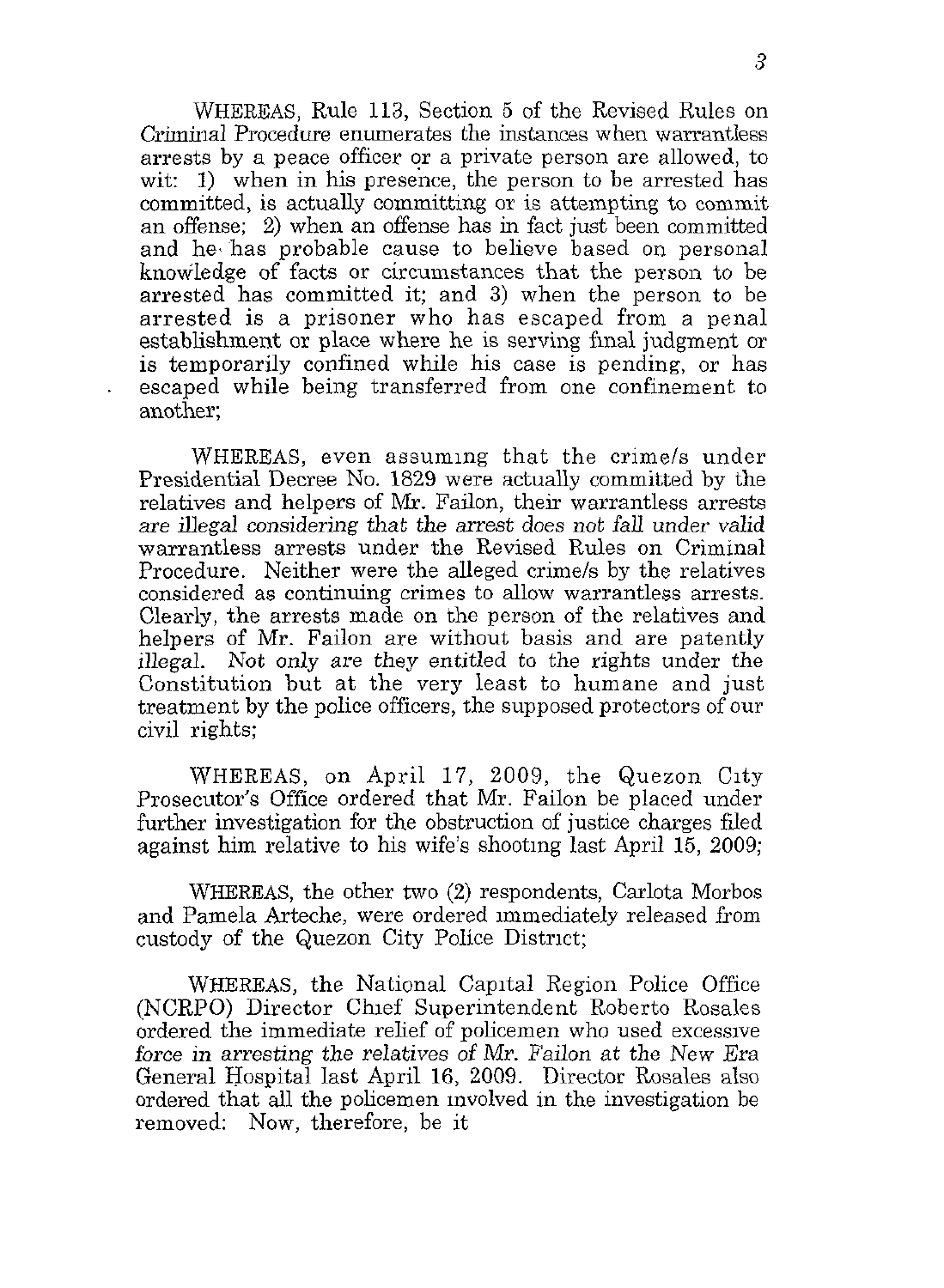WHEREAS, Rule 113, Section 5 of the Revised Rules on Criminal Procedure enumerates the instances when warrantless arrests by a peace officer or a private person are allowed, to wit: 1) when in his presence, the person to be arrested has committed, is actually committing or is attempting to commit an offense; 2) when an offense has in fact just been committed and he has probable cause to believe based on personal knowledge of facts or circumstances that the person to be arrested has committed it; and 3) when the person to be arrested is a prisoner who has escaped from a penal establishment or place where he is serving final judgment or is temporarily confined while his case is pending, or has escaped while being transferred from one confinement to another;

WHEREAS, even assuming that the crime/s under Presidential Decree No. 1829 were actually committed by the relatives and helpers of Mr. Failon, their warrantless arrests *are illegal considering that the arrest does not fall under valid* warrantless arrests under the Revised Rules on Criminal Procedure. Neither were the alleged crime/s by the relatives considered as continuing crimes to allow warrantless arrests. Clearly, the arrests made on the person of the relatives and helpers of Mr. Failon are without basis and are patently *illegal. Not only are they entitled* to the rights under the Constitution but at the very least to humane and just treatment by the police officers, the supposed protectors of our civil rights;

WHEREAS, on April 17, 2009, the Quezon City Prosecutor's Office ordered that Mr. Failon be placed under further investigation for the obstruction of justice charges filed against him relative to his wife's shooting last April 15, 2009;

WHEREAS, the other two (2) respondents, Carlota Morbos and Pamela Arteche, were ordered immediately released from custody of the Quezon City Police District;

WHEREAS, the National Capital Region Police Office (NCRPO) Director Chief Superintendent Roberto Rosales ordered the immediate relief of policemen who used excessive *force in arresting the relatives of Mr. Failon at the* New Era General Hospital last April 16, 2009. Director Rosales also ordered that all the policemen involved in the investigation be removed: Now, therefore, be it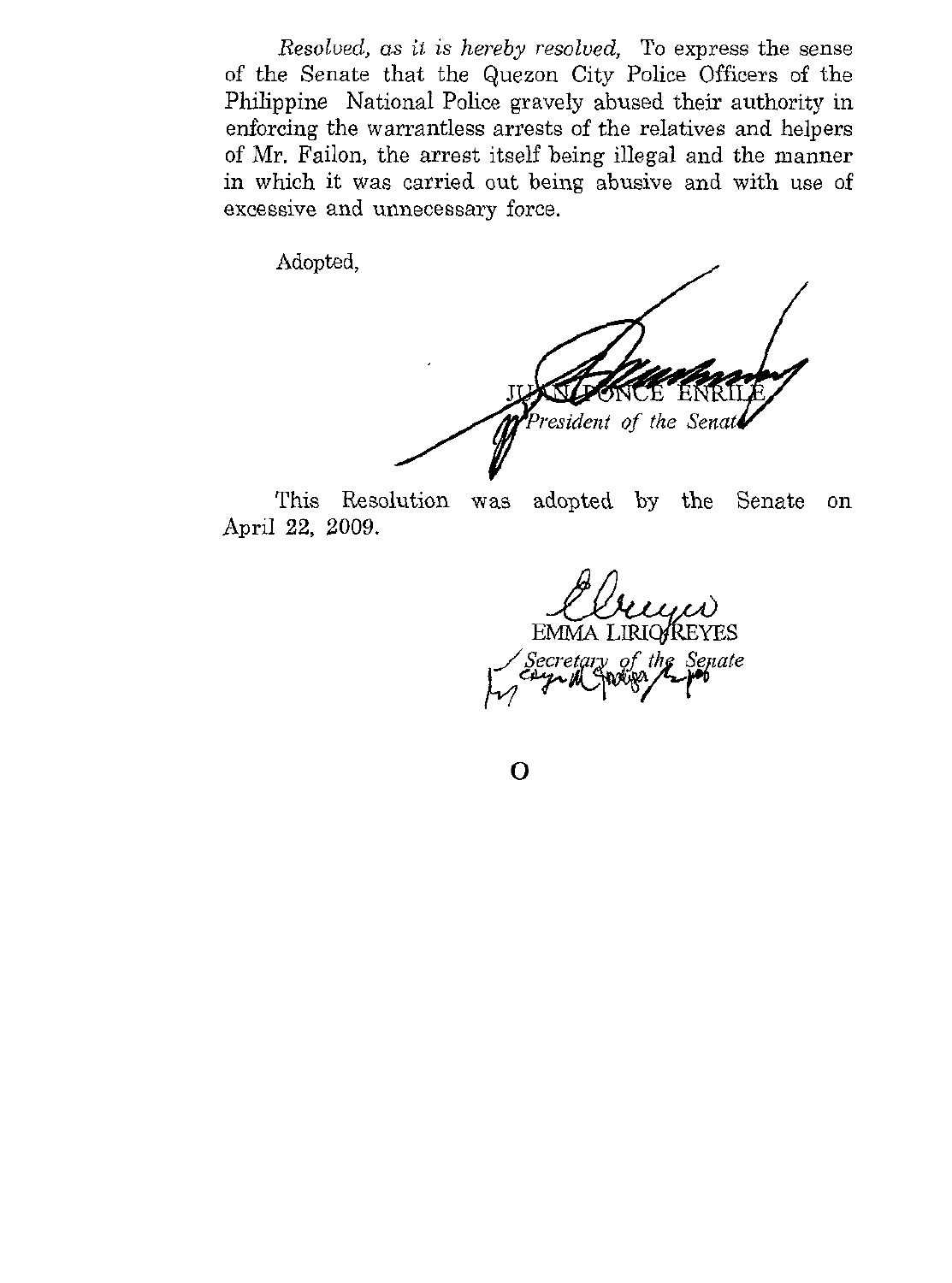*Resolved, as it is hereby resolved,* To express the sense of the Senate that the Quezon City Police Officers of the Philippine National Police gravely abused their authority in enforcing the warrantless arrests of the relatives and helpers of Mr. Failon, the arrest itself being illegal and the manner in which it was carried out being abusive and with use of excessive and unnecessary force.

Adopted,

JUAN PONCE ENRILE
*President of the Senate*

This Resolution was adopted by the Senate on April 22, 2009.

EMMA LIRIO-REYES
*Secretary of the Senate*

O